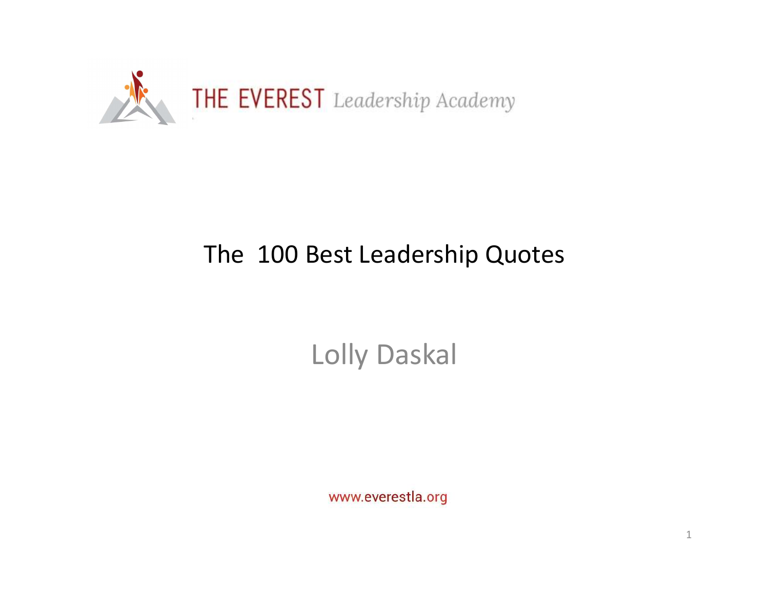THE EVEREST Leadership Academy

# The 100 Best Leadership Quotes

## Lolly Daskal

www.everestla.org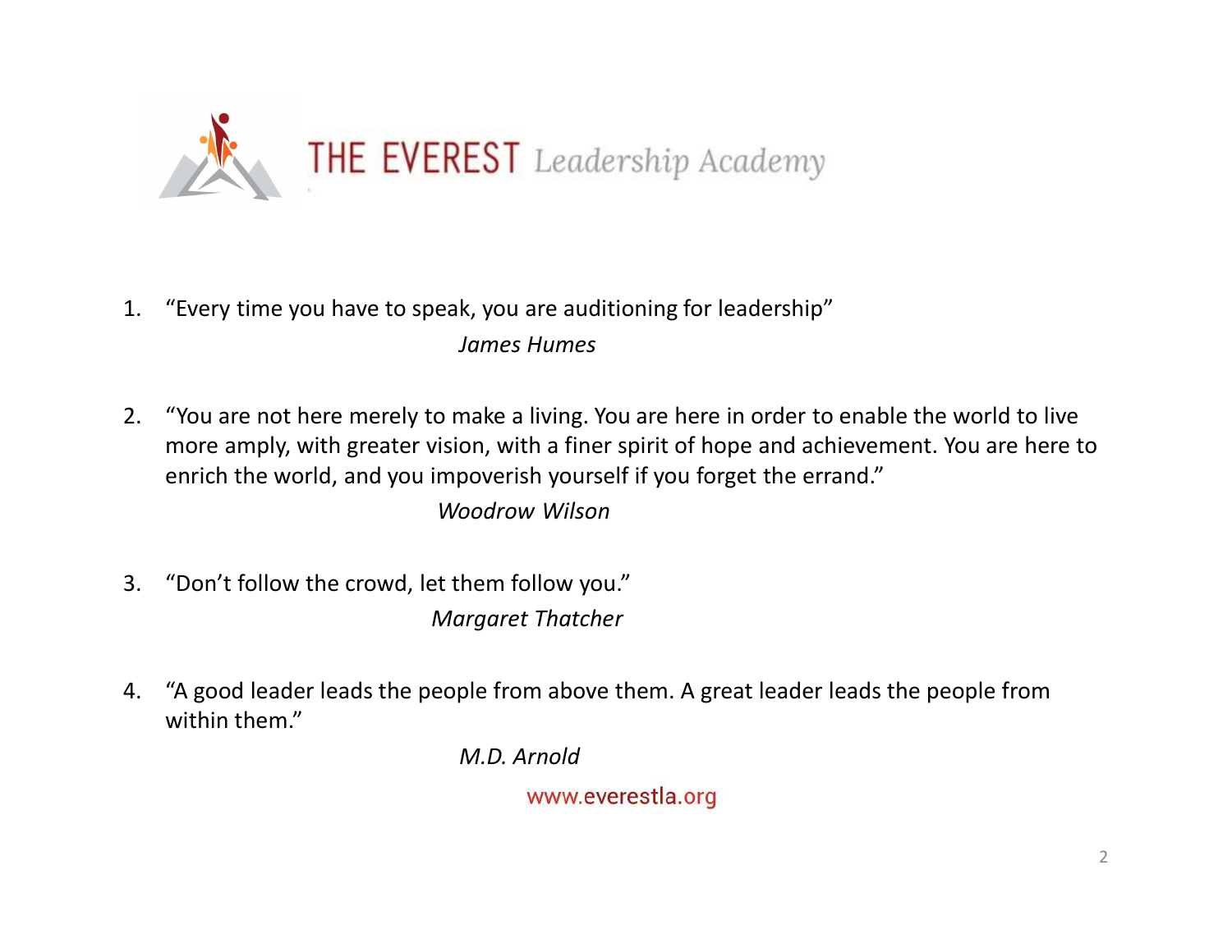THE EVEREST *Leadership Academy*

1. "Every time you have to speak, you are auditioning for leadership"

   *James Humes*

2. "You are not here merely to make a living. You are here in order to enable the world to live more amply, with greater vision, with a finer spirit of hope and achievement. You are here to enrich the world, and you impoverish yourself if you forget the errand."

   *Woodrow Wilson*

3. "Don't follow the crowd, let them follow you."

   *Margaret Thatcher*

4. "A good leader leads the people from above them. A great leader leads the people from within them."

   *M.D. Arnold*

www.everestla.org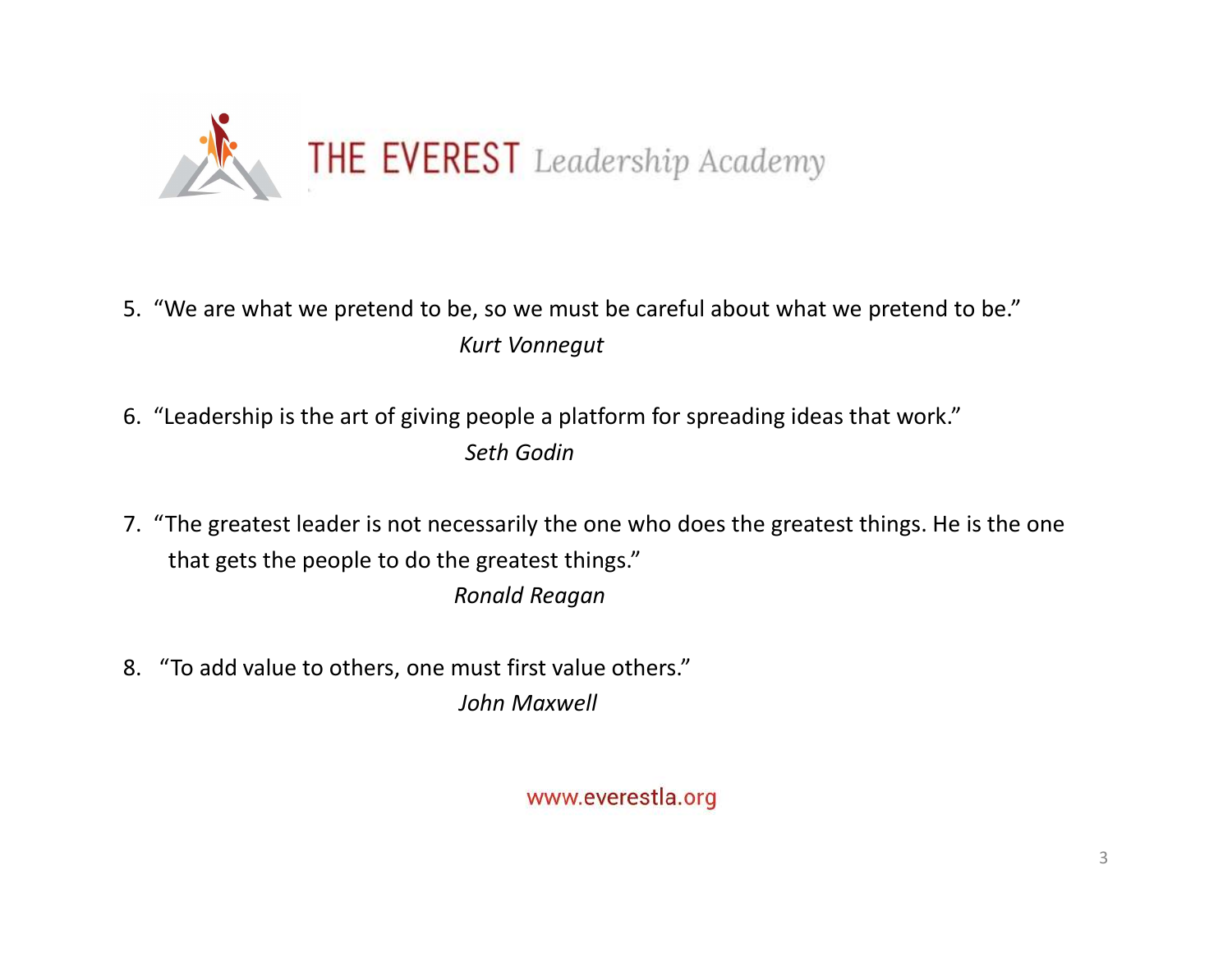THE EVEREST Leadership Academy

5. "We are what we pretend to be, so we must be careful about what we pretend to be."
   *Kurt Vonnegut*

6. "Leadership is the art of giving people a platform for spreading ideas that work."
   *Seth Godin*

7. "The greatest leader is not necessarily the one who does the greatest things. He is the one that gets the people to do the greatest things."
   *Ronald Reagan*

8. "To add value to others, one must first value others."
   *John Maxwell*

www.everestla.org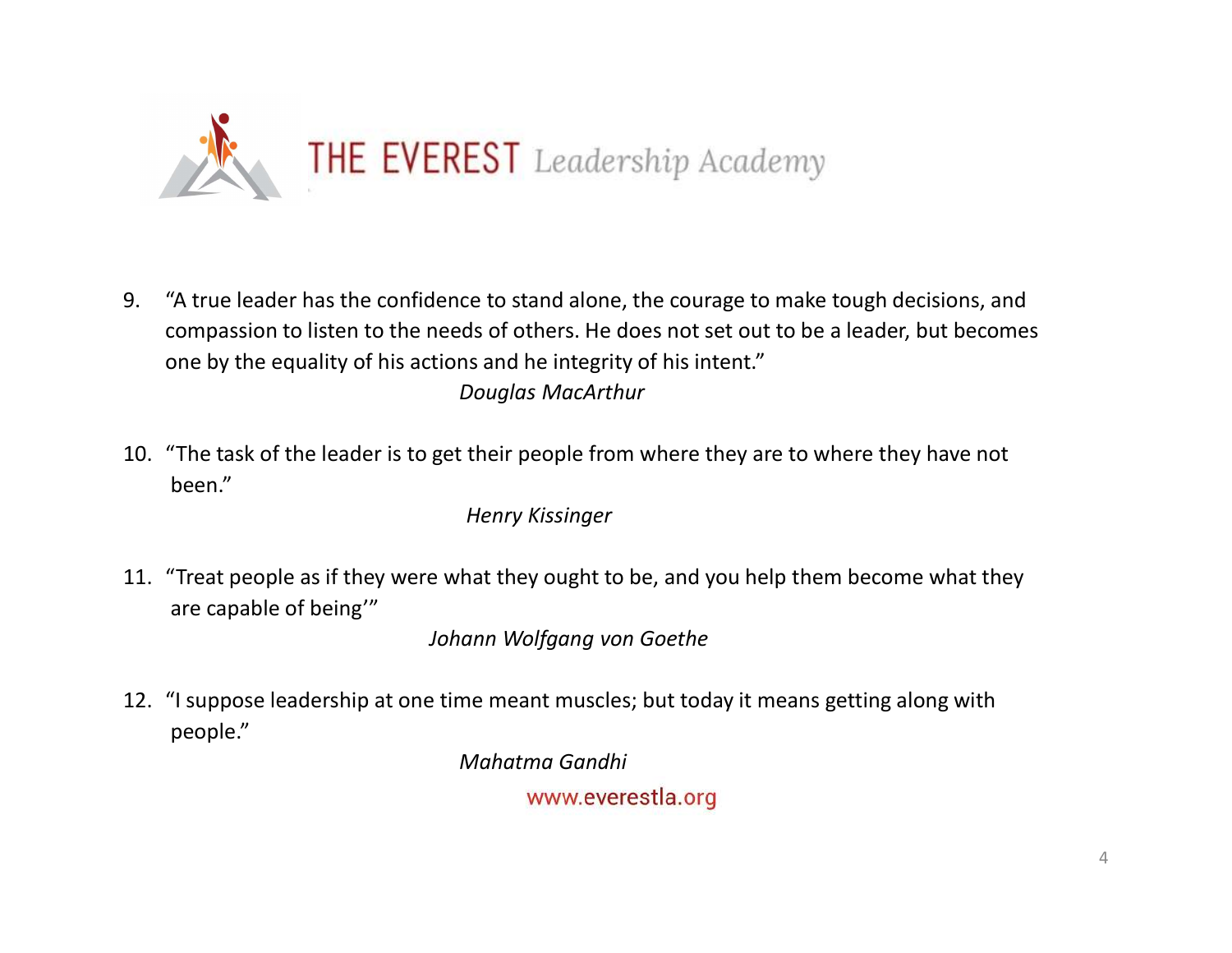THE EVEREST *Leadership Academy*

9. "A true leader has the confidence to stand alone, the courage to make tough decisions, and compassion to listen to the needs of others. He does not set out to be a leader, but becomes one by the equality of his actions and he integrity of his intent."

   *Douglas MacArthur*

10. "The task of the leader is to get their people from where they are to where they have not been."

    *Henry Kissinger*

11. "Treat people as if they were what they ought to be, and you help them become what they are capable of being'"

    *Johann Wolfgang von Goethe*

12. "I suppose leadership at one time meant muscles; but today it means getting along with people."

    *Mahatma Gandhi*

www.everestla.org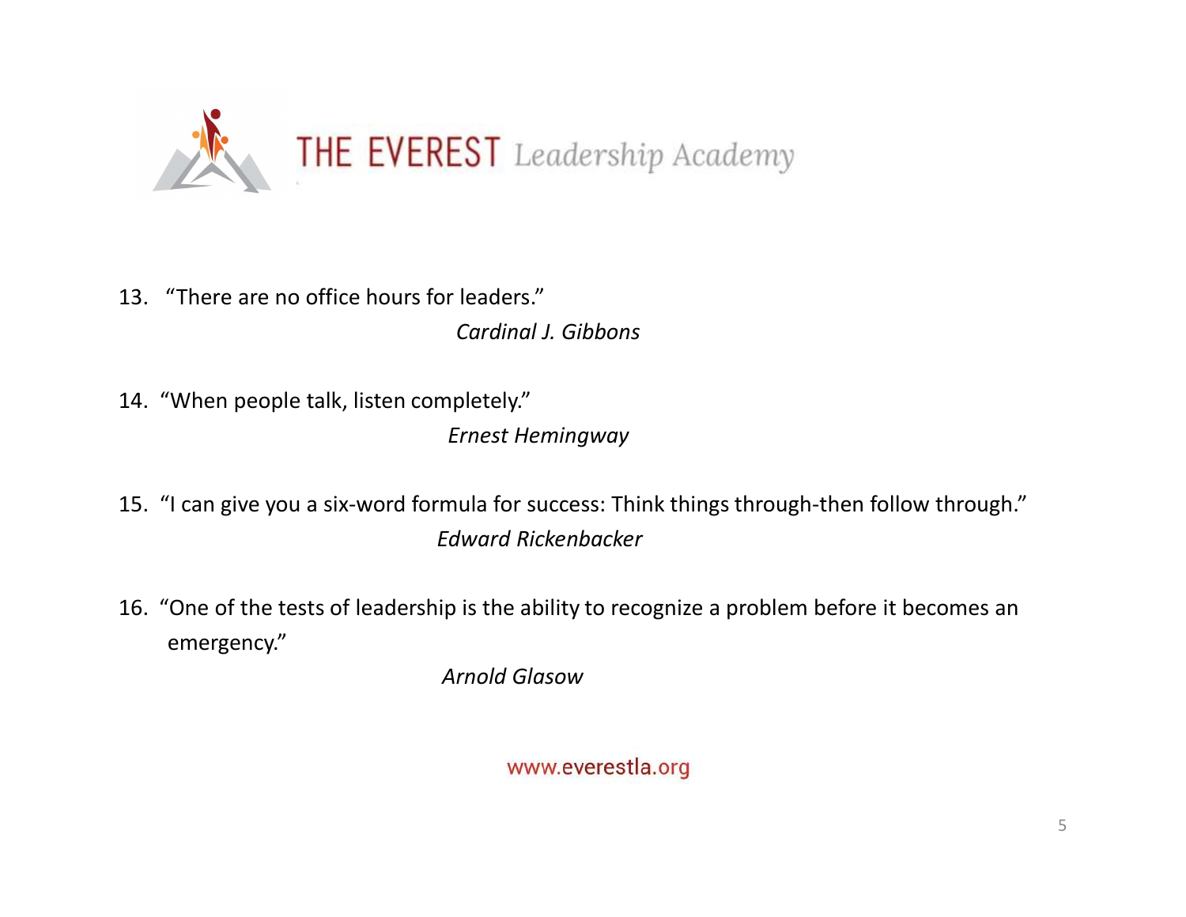THE EVEREST Leadership Academy

13. "There are no office hours for leaders."

    *Cardinal J. Gibbons*

14. "When people talk, listen completely."

    *Ernest Hemingway*

15. "I can give you a six-word formula for success: Think things through-then follow through."

    *Edward Rickenbacker*

16. "One of the tests of leadership is the ability to recognize a problem before it becomes an emergency."

    *Arnold Glasow*

www.everestla.org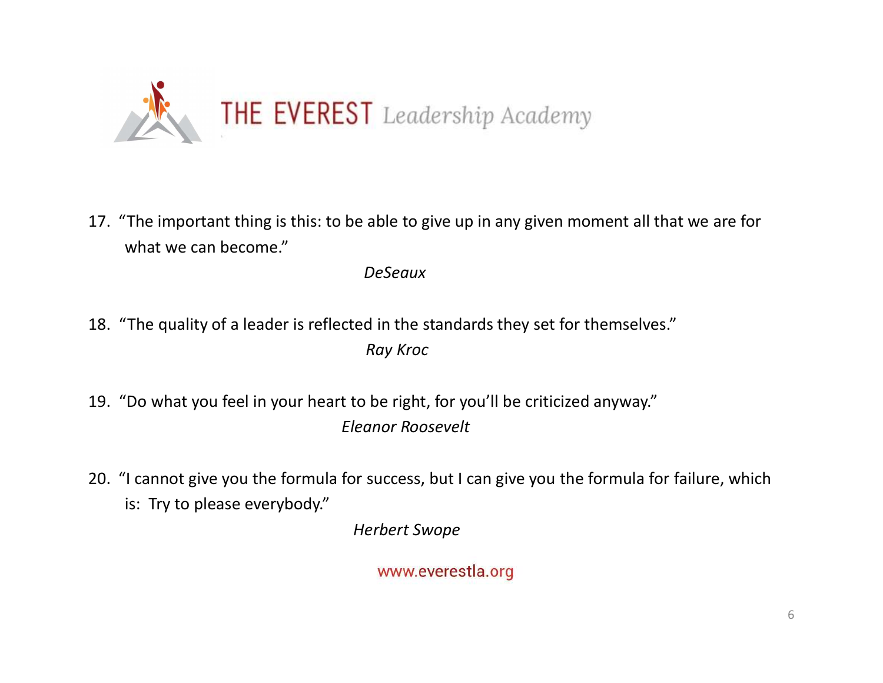THE EVEREST *Leadership Academy*

17. "The important thing is this: to be able to give up in any given moment all that we are for what we can become."

    *DeSeaux*

18. "The quality of a leader is reflected in the standards they set for themselves."

    *Ray Kroc*

19. "Do what you feel in your heart to be right, for you'll be criticized anyway."

    *Eleanor Roosevelt*

20. "I cannot give you the formula for success, but I can give you the formula for failure, which is: Try to please everybody."

    *Herbert Swope*

www.everestla.org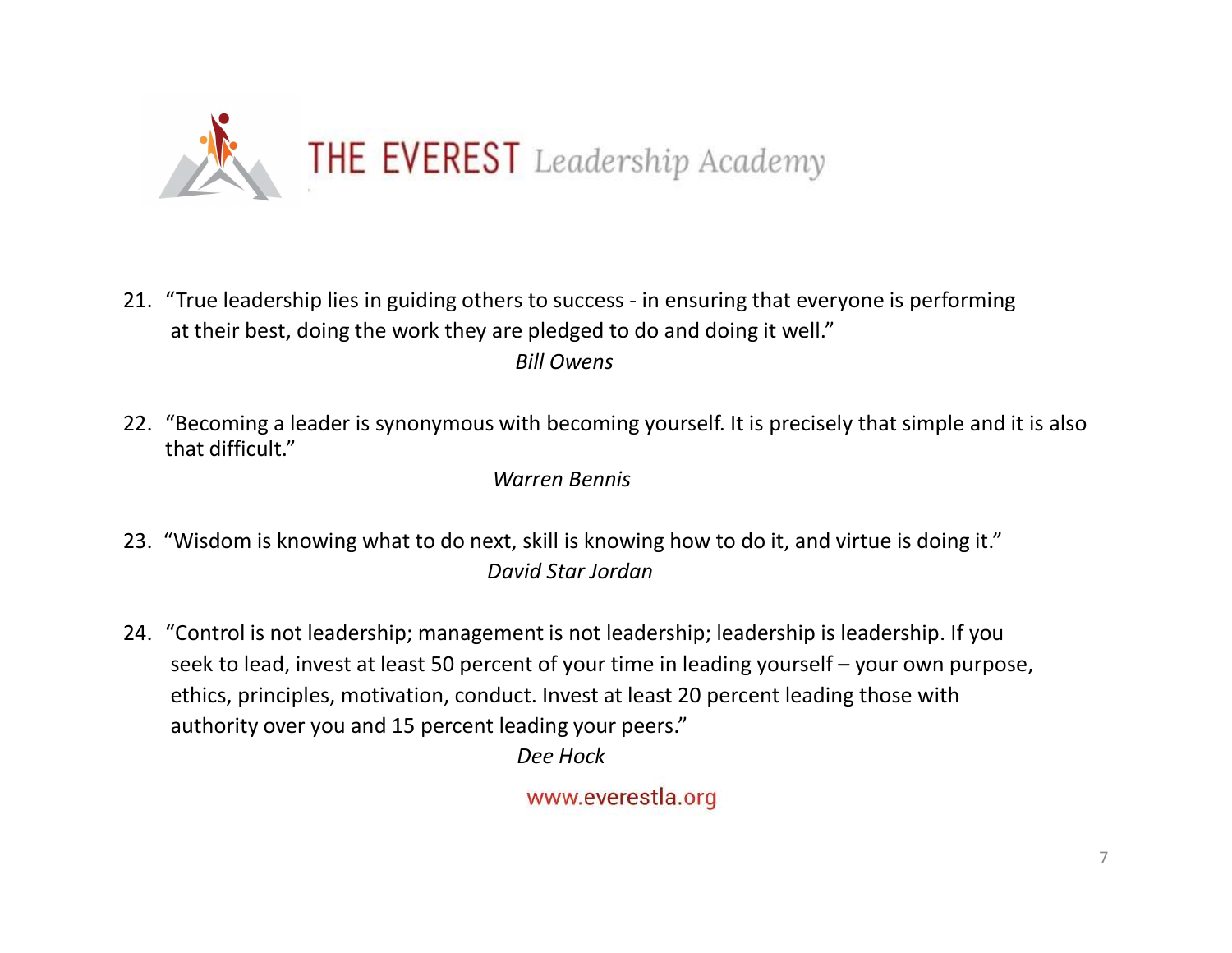# THE EVEREST *Leadership Academy*

21. "True leadership lies in guiding others to success - in ensuring that everyone is performing at their best, doing the work they are pledged to do and doing it well."

    *Bill Owens*

22. "Becoming a leader is synonymous with becoming yourself. It is precisely that simple and it is also that difficult."

    *Warren Bennis*

23. "Wisdom is knowing what to do next, skill is knowing how to do it, and virtue is doing it."

    *David Star Jordan*

24. "Control is not leadership; management is not leadership; leadership is leadership. If you seek to lead, invest at least 50 percent of your time in leading yourself – your own purpose, ethics, principles, motivation, conduct. Invest at least 20 percent leading those with authority over you and 15 percent leading your peers."

    *Dee Hock*

www.everestla.org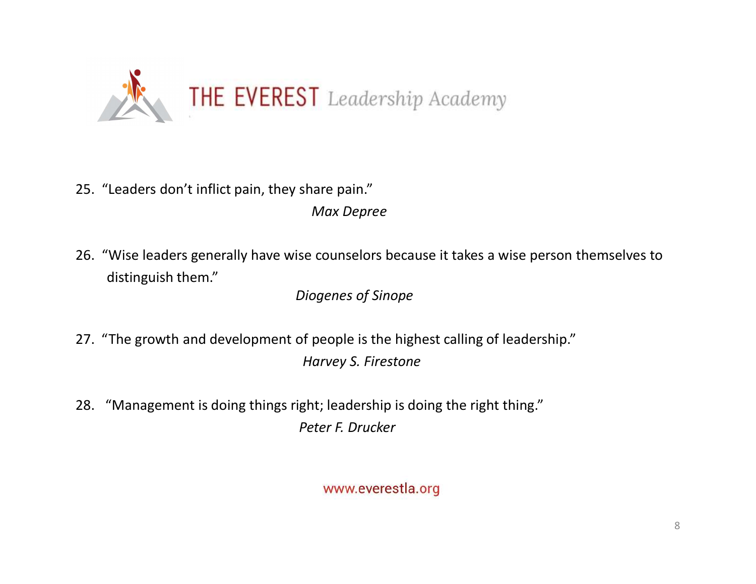25. "Leaders don't inflict pain, they share pain."

    *Max Depree*

26. "Wise leaders generally have wise counselors because it takes a wise person themselves to distinguish them."

    *Diogenes of Sinope*

27. "The growth and development of people is the highest calling of leadership."

    *Harvey S. Firestone*

28. "Management is doing things right; leadership is doing the right thing."

    *Peter F. Drucker*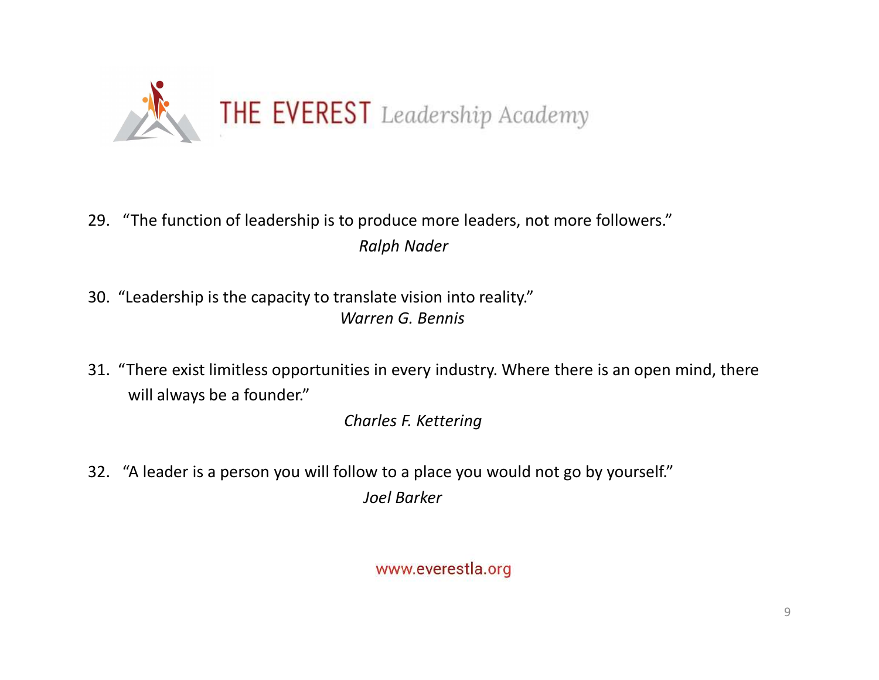THE EVEREST *Leadership Academy*

29. "The function of leadership is to produce more leaders, not more followers."

    *Ralph Nader*

30. "Leadership is the capacity to translate vision into reality."

    *Warren G. Bennis*

31. "There exist limitless opportunities in every industry. Where there is an open mind, there will always be a founder."

    *Charles F. Kettering*

32. "A leader is a person you will follow to a place you would not go by yourself."

    *Joel Barker*

www.everestla.org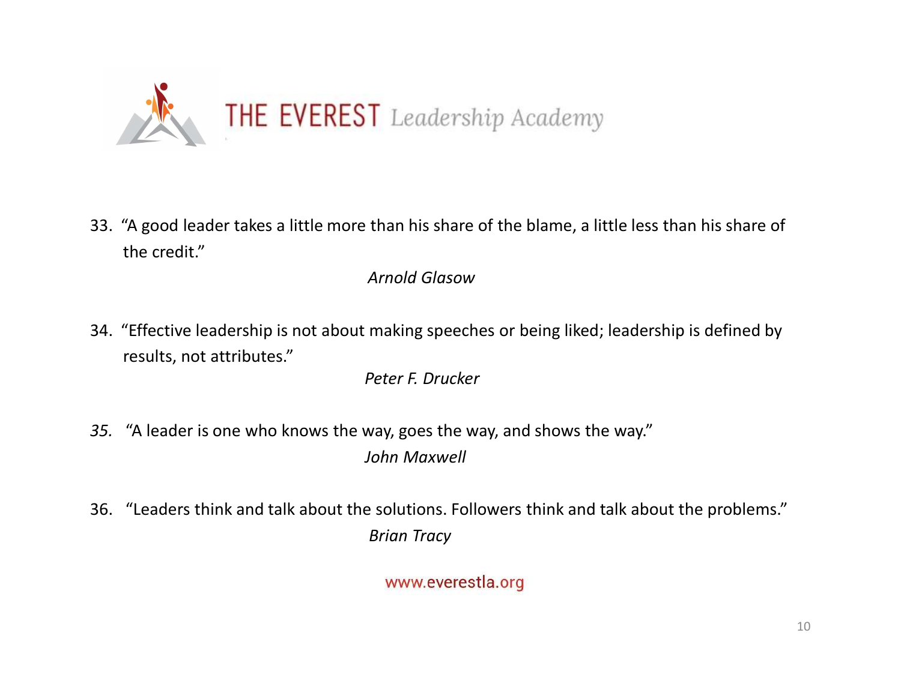33. "A good leader takes a little more than his share of the blame, a little less than his share of the credit."

    *Arnold Glasow*

34. "Effective leadership is not about making speeches or being liked; leadership is defined by results, not attributes."

    *Peter F. Drucker*

35. "A leader is one who knows the way, goes the way, and shows the way."

    *John Maxwell*

36. "Leaders think and talk about the solutions. Followers think and talk about the problems."

    *Brian Tracy*

www.everestla.org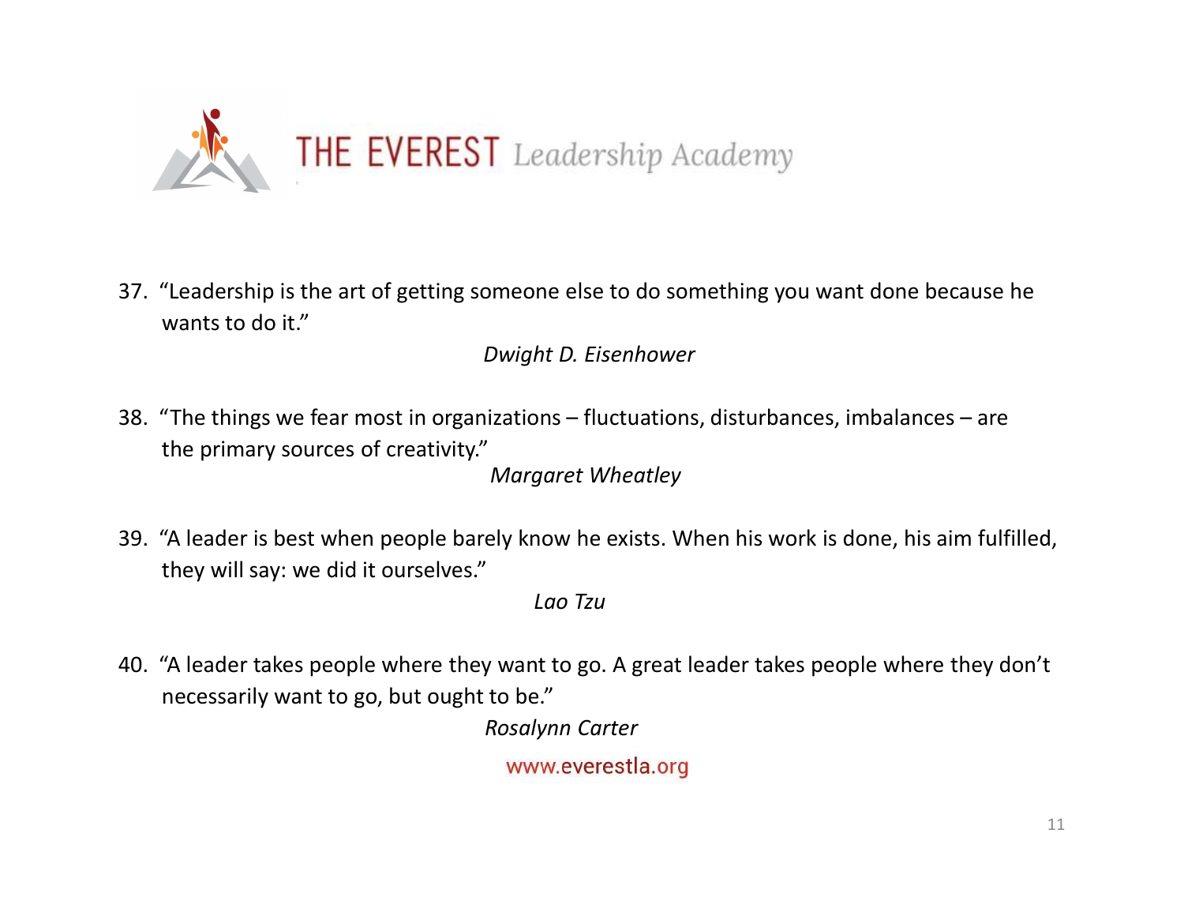THE EVEREST *Leadership Academy*

37. "Leadership is the art of getting someone else to do something you want done because he wants to do it."

    *Dwight D. Eisenhower*

38. "The things we fear most in organizations – fluctuations, disturbances, imbalances – are the primary sources of creativity."

    *Margaret Wheatley*

39. "A leader is best when people barely know he exists. When his work is done, his aim fulfilled, they will say: we did it ourselves."

    *Lao Tzu*

40. "A leader takes people where they want to go. A great leader takes people where they don't necessarily want to go, but ought to be."

    *Rosalynn Carter*

www.everestla.org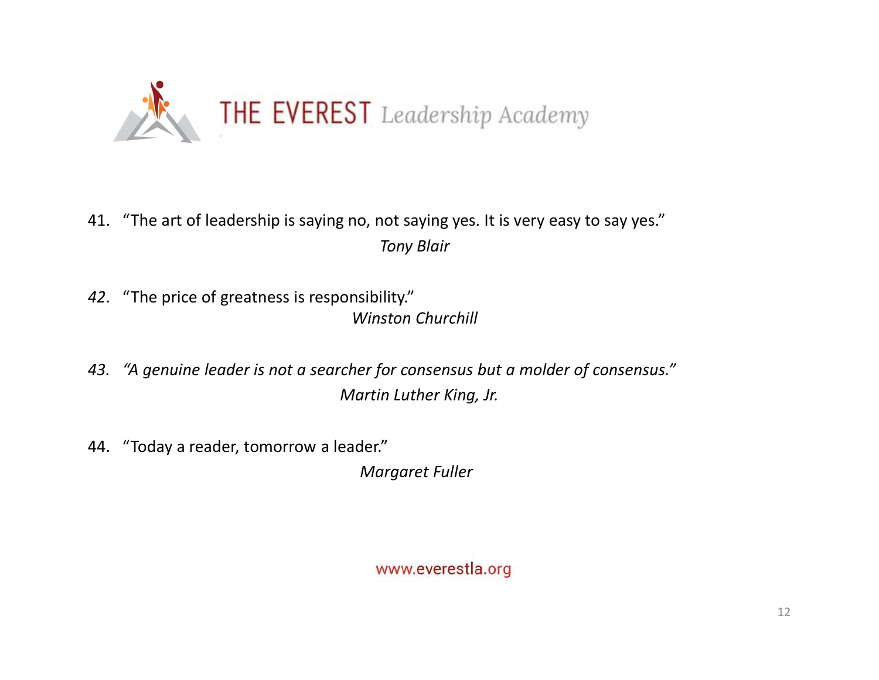THE EVEREST *Leadership Academy*

41. "The art of leadership is saying no, not saying yes. It is very easy to say yes."

    *Tony Blair*

*42*. "The price of greatness is responsibility."

    *Winston Churchill*

*43. "A genuine leader is not a searcher for consensus but a molder of consensus."*

    *Martin Luther King, Jr.*

44. "Today a reader, tomorrow a leader."

    *Margaret Fuller*

www.everestla.org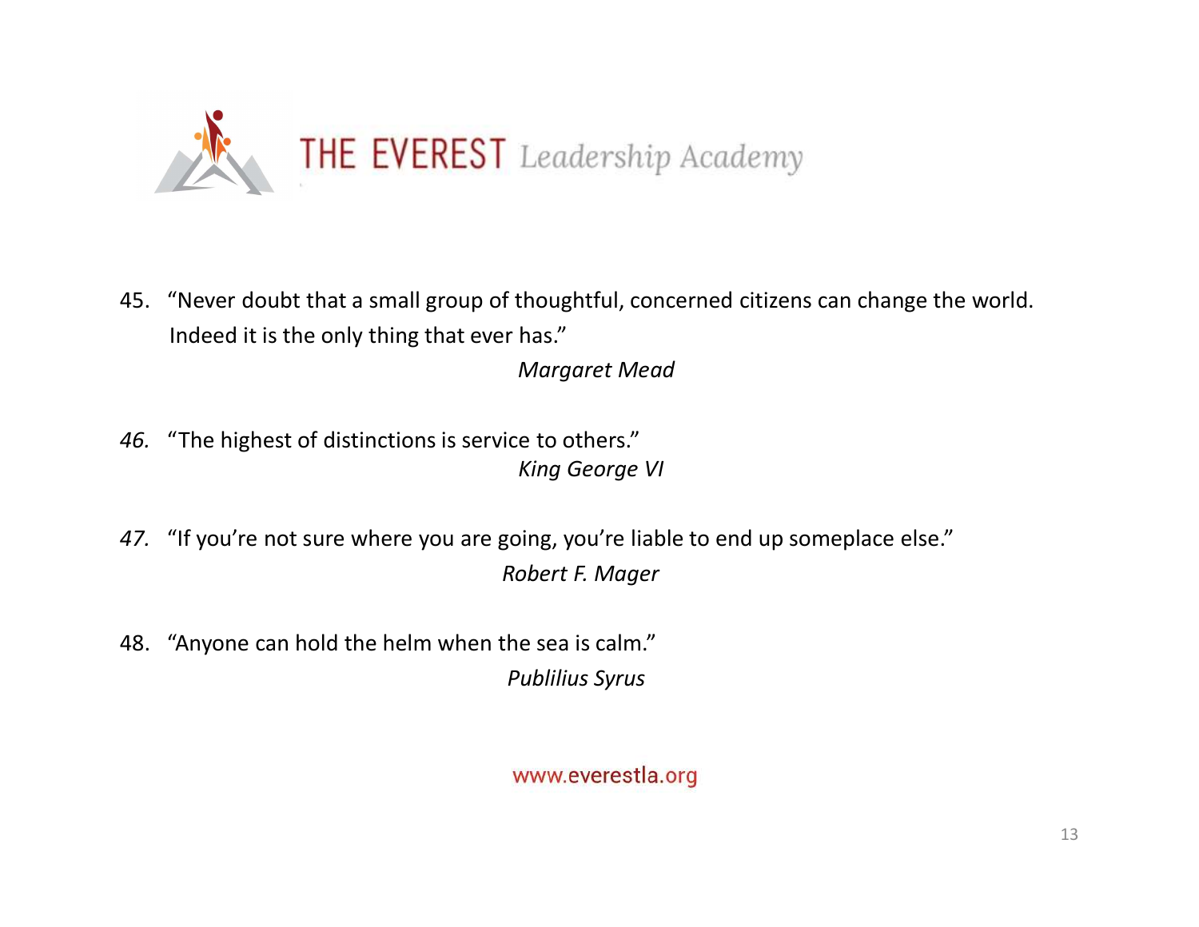45. "Never doubt that a small group of thoughtful, concerned citizens can change the world. Indeed it is the only thing that ever has."

    *Margaret Mead*

46. "The highest of distinctions is service to others."

    *King George VI*

47. "If you're not sure where you are going, you're liable to end up someplace else."

    *Robert F. Mager*

48. "Anyone can hold the helm when the sea is calm."

    *Publilius Syrus*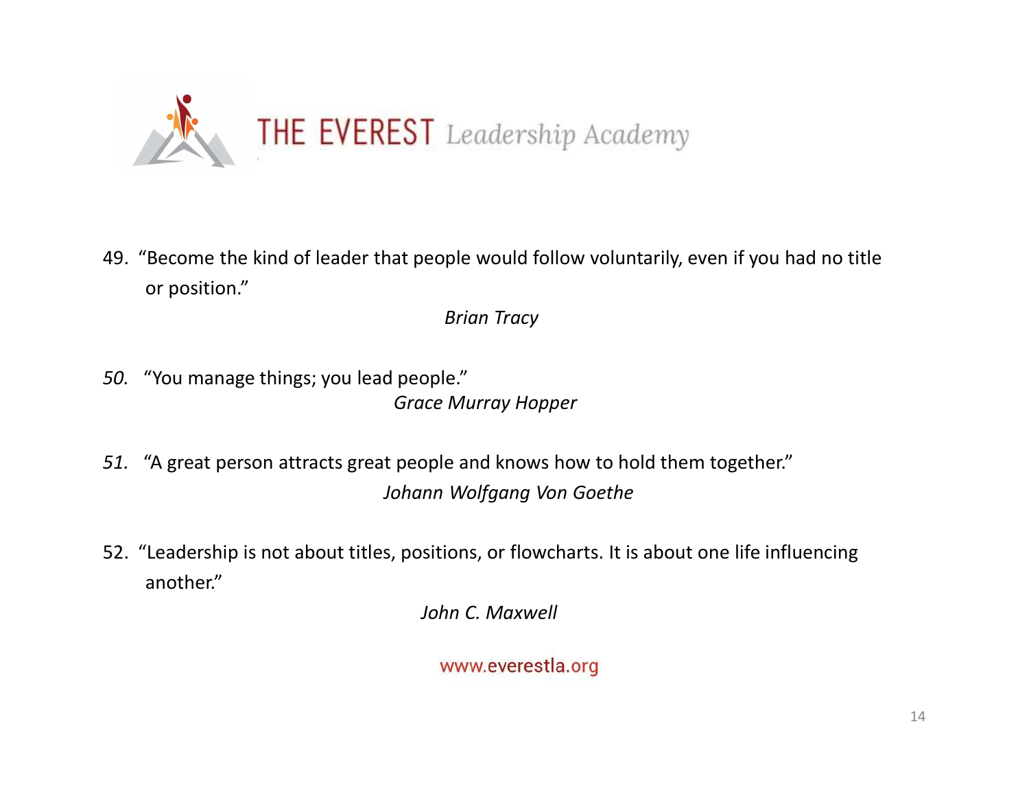THE EVEREST *Leadership Academy*

49. "Become the kind of leader that people would follow voluntarily, even if you had no title or position."

    *Brian Tracy*

50. "You manage things; you lead people."

    *Grace Murray Hopper*

51. "A great person attracts great people and knows how to hold them together."

    *Johann Wolfgang Von Goethe*

52. "Leadership is not about titles, positions, or flowcharts. It is about one life influencing another."

    *John C. Maxwell*

www.everestla.org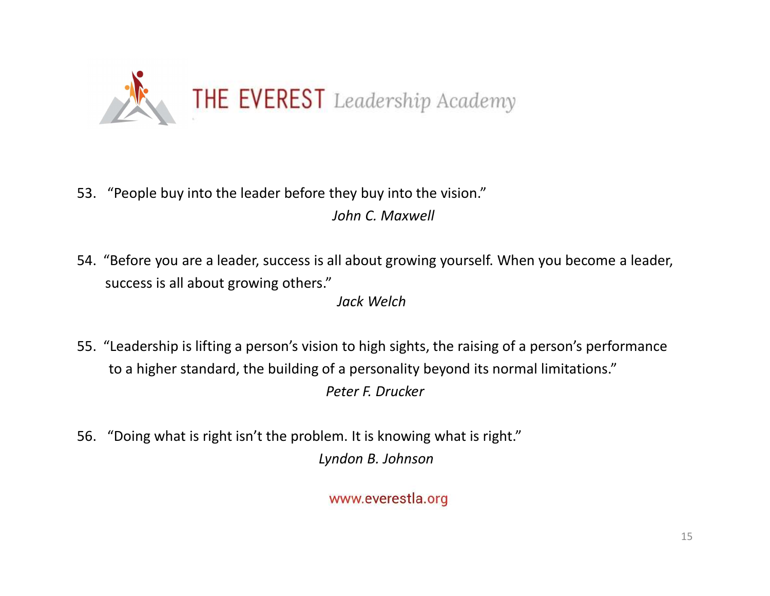53. "People buy into the leader before they buy into the vision."

    *John C. Maxwell*

54. "Before you are a leader, success is all about growing yourself. When you become a leader, success is all about growing others."

    *Jack Welch*

55. "Leadership is lifting a person's vision to high sights, the raising of a person's performance to a higher standard, the building of a personality beyond its normal limitations."

    *Peter F. Drucker*

56. "Doing what is right isn't the problem. It is knowing what is right."

    *Lyndon B. Johnson*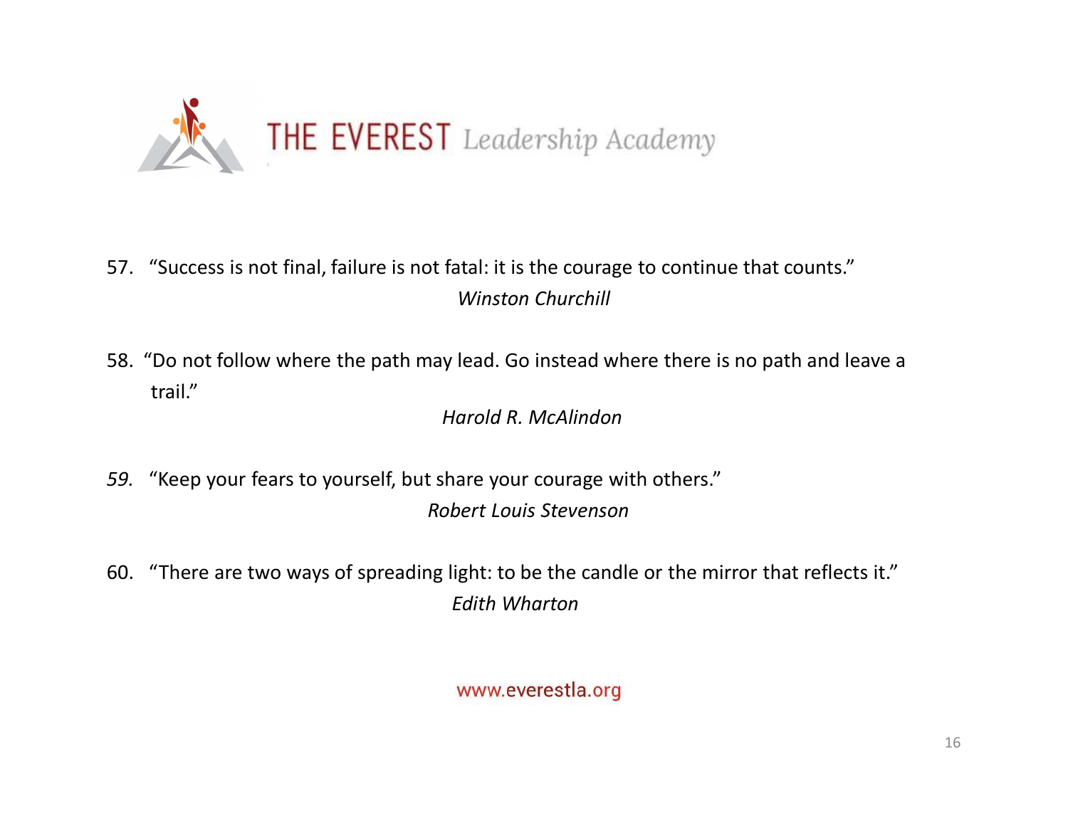57. "Success is not final, failure is not fatal: it is the courage to continue that counts."
    *Winston Churchill*

58. "Do not follow where the path may lead. Go instead where there is no path and leave a trail."
    *Harold R. McAlindon*

59. "Keep your fears to yourself, but share your courage with others."
    *Robert Louis Stevenson*

60. "There are two ways of spreading light: to be the candle or the mirror that reflects it."
    *Edith Wharton*

www.everestla.org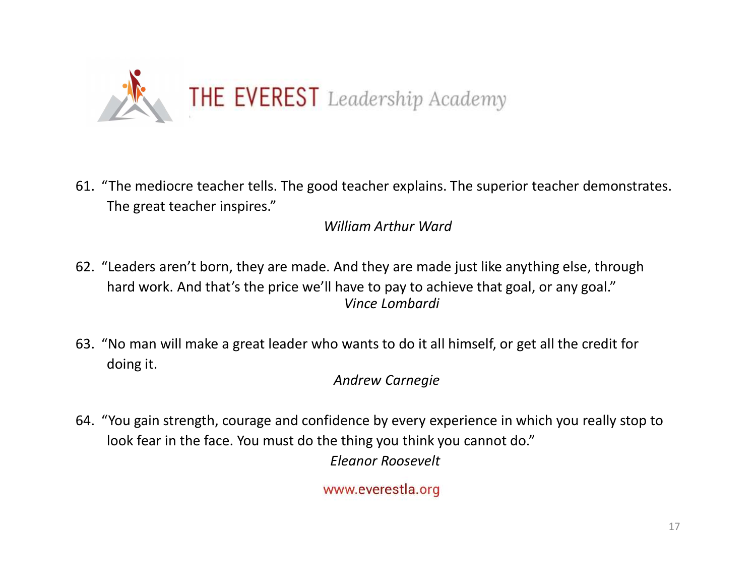THE EVEREST Leadership Academy

61. "The mediocre teacher tells. The good teacher explains. The superior teacher demonstrates. The great teacher inspires."

    *William Arthur Ward*

62. "Leaders aren't born, they are made. And they are made just like anything else, through hard work. And that's the price we'll have to pay to achieve that goal, or any goal."

    *Vince Lombardi*

63. "No man will make a great leader who wants to do it all himself, or get all the credit for doing it.

    *Andrew Carnegie*

64. "You gain strength, courage and confidence by every experience in which you really stop to look fear in the face. You must do the thing you think you cannot do."

    *Eleanor Roosevelt*

www.everestla.org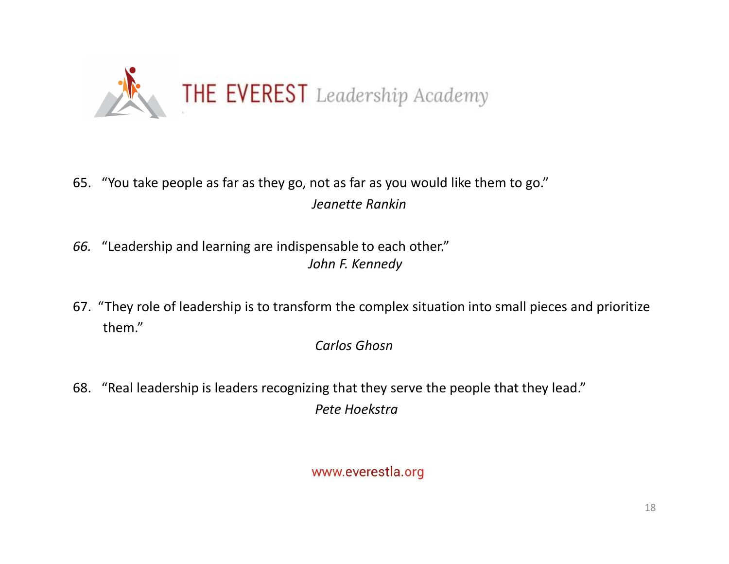THE EVEREST Leadership Academy

65. "You take people as far as they go, not as far as you would like them to go."

    *Jeanette Rankin*

66. "Leadership and learning are indispensable to each other."

    *John F. Kennedy*

67. "They role of leadership is to transform the complex situation into small pieces and prioritize them."

    *Carlos Ghosn*

68. "Real leadership is leaders recognizing that they serve the people that they lead."

    *Pete Hoekstra*

www.everestla.org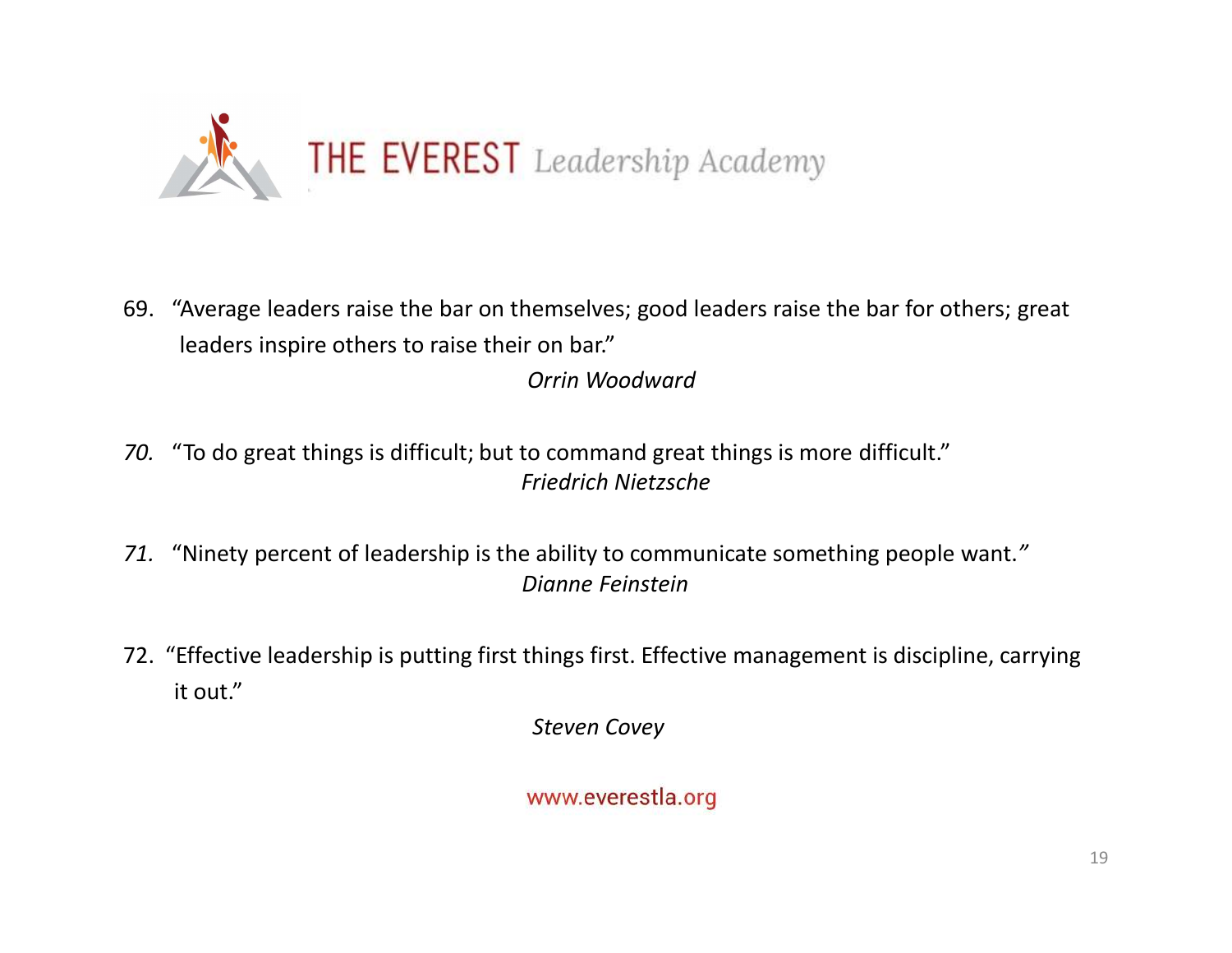THE EVEREST *Leadership Academy*

69. "Average leaders raise the bar on themselves; good leaders raise the bar for others; great leaders inspire others to raise their on bar."

    *Orrin Woodward*

70. "To do great things is difficult; but to command great things is more difficult."

    *Friedrich Nietzsche*

71. "Ninety percent of leadership is the ability to communicate something people want."

    *Dianne Feinstein*

72. "Effective leadership is putting first things first. Effective management is discipline, carrying it out."

    *Steven Covey*

www.everestla.org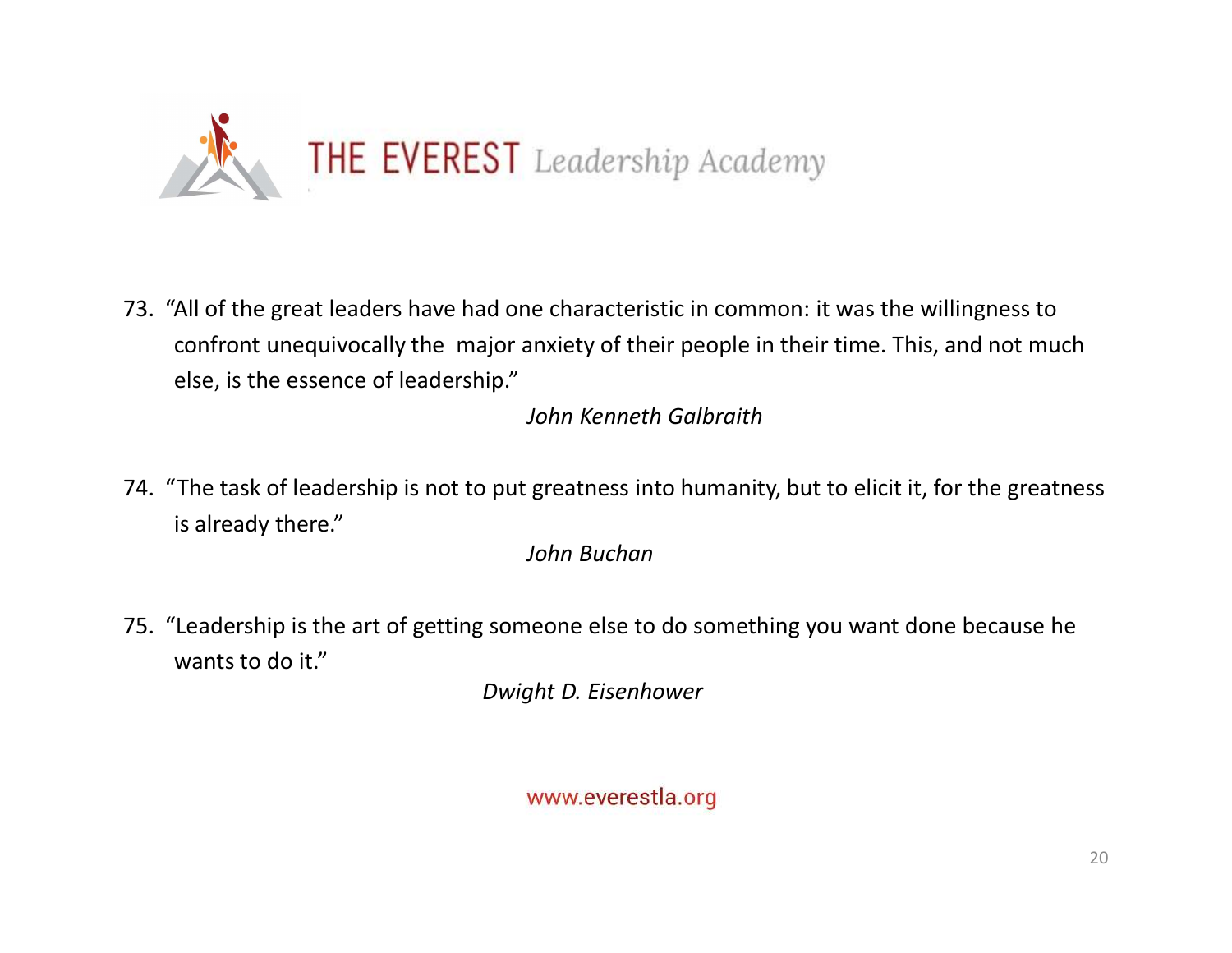73. "All of the great leaders have had one characteristic in common: it was the willingness to confront unequivocally the major anxiety of their people in their time. This, and not much else, is the essence of leadership."

    *John Kenneth Galbraith*

74. "The task of leadership is not to put greatness into humanity, but to elicit it, for the greatness is already there."

    *John Buchan*

75. "Leadership is the art of getting someone else to do something you want done because he wants to do it."

    *Dwight D. Eisenhower*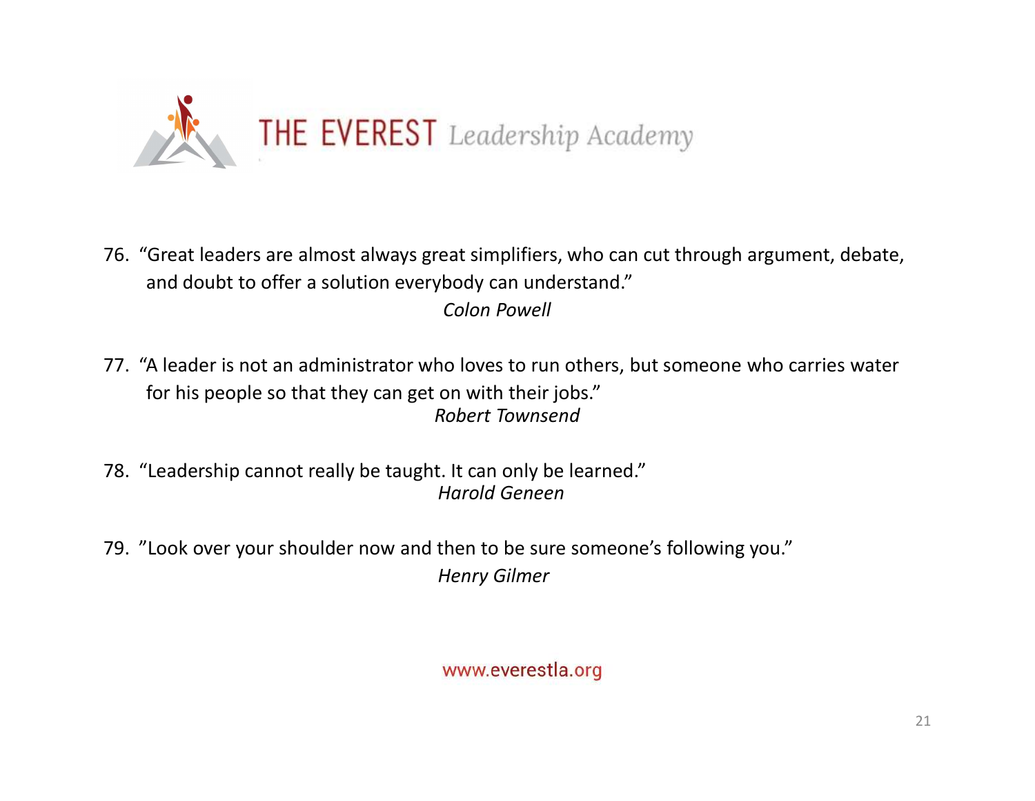THE EVEREST Leadership Academy

76. "Great leaders are almost always great simplifiers, who can cut through argument, debate, and doubt to offer a solution everybody can understand."
    *Colon Powell*

77. "A leader is not an administrator who loves to run others, but someone who carries water for his people so that they can get on with their jobs."
    *Robert Townsend*

78. "Leadership cannot really be taught. It can only be learned."
    *Harold Geneen*

79. "Look over your shoulder now and then to be sure someone's following you."
    *Henry Gilmer*

www.everestla.org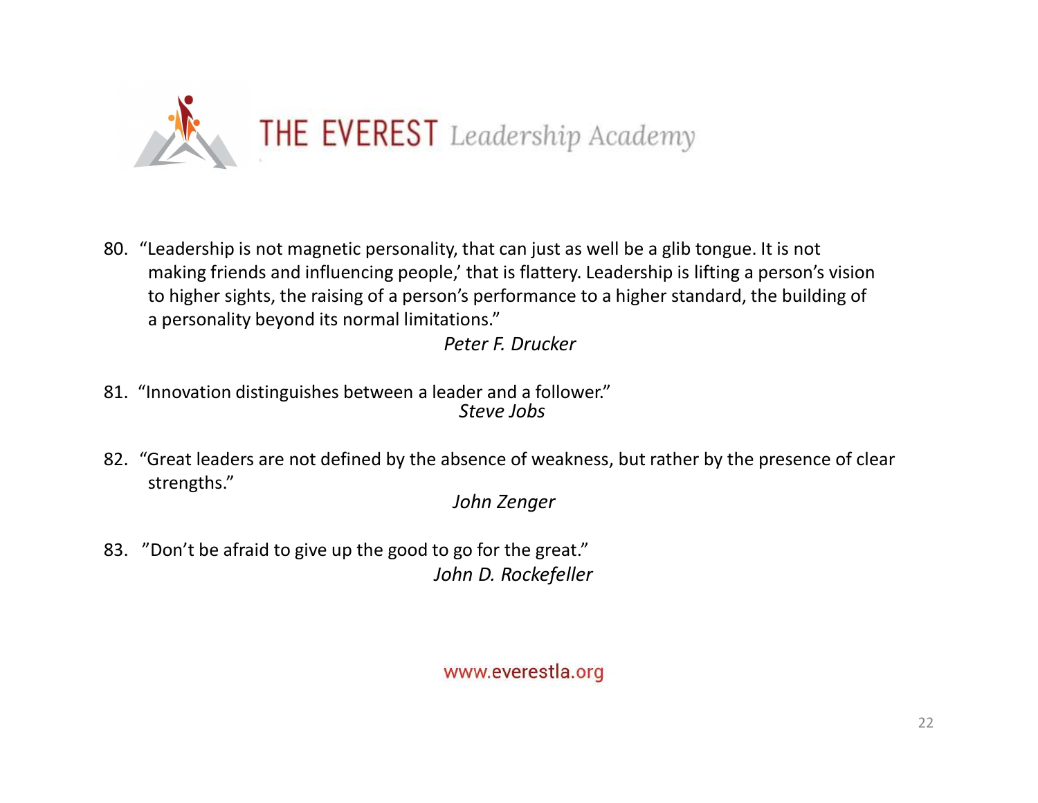80. "Leadership is not magnetic personality, that can just as well be a glib tongue. It is not making friends and influencing people,' that is flattery. Leadership is lifting a person's vision to higher sights, the raising of a person's performance to a higher standard, the building of a personality beyond its normal limitations."

    *Peter F. Drucker*

81. "Innovation distinguishes between a leader and a follower."

    *Steve Jobs*

82. "Great leaders are not defined by the absence of weakness, but rather by the presence of clear strengths."

    *John Zenger*

83. "Don't be afraid to give up the good to go for the great."

    *John D. Rockefeller*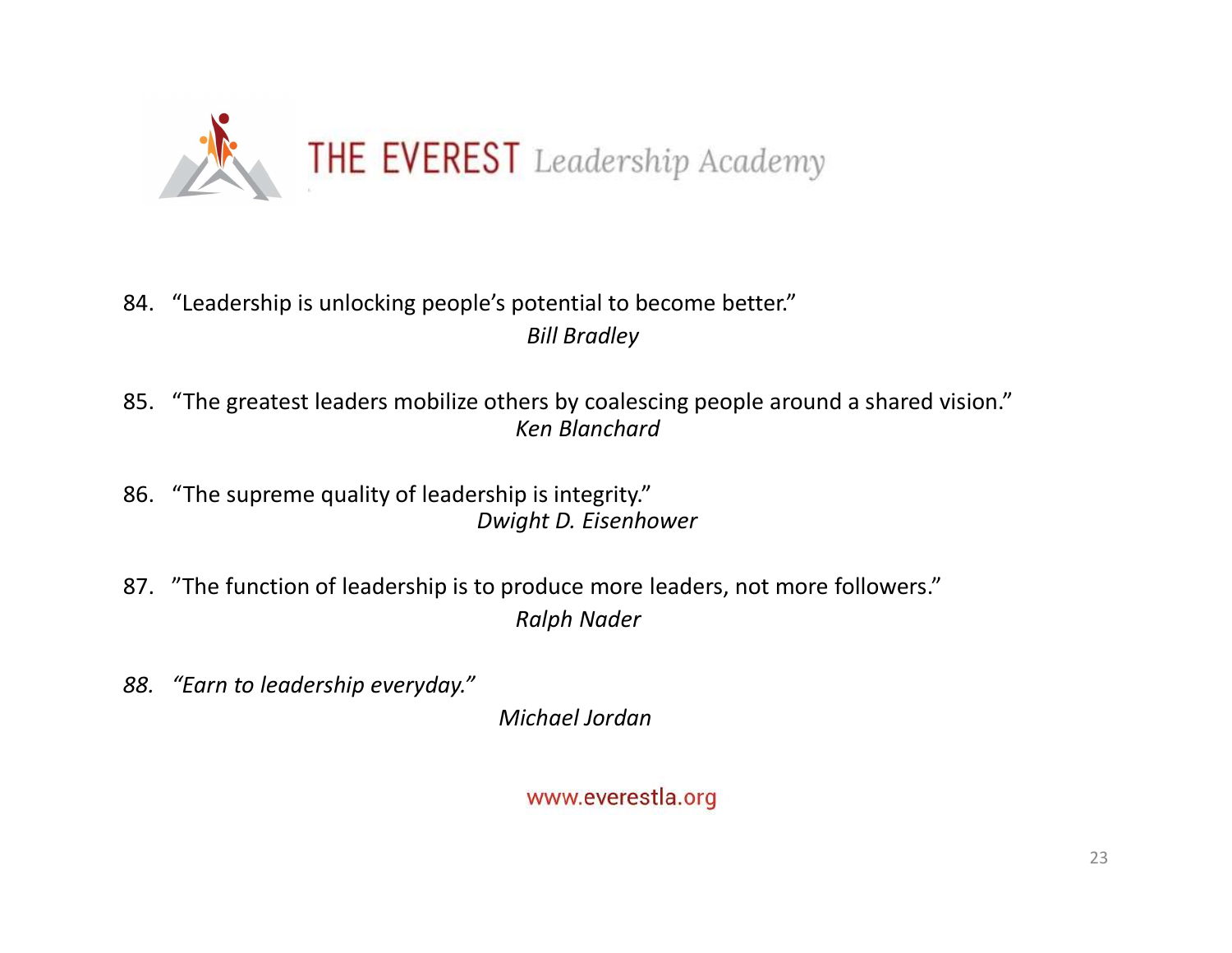THE EVEREST Leadership Academy

84. "Leadership is unlocking people's potential to become better."
    *Bill Bradley*

85. "The greatest leaders mobilize others by coalescing people around a shared vision."
    *Ken Blanchard*

86. "The supreme quality of leadership is integrity."
    *Dwight D. Eisenhower*

87. "The function of leadership is to produce more leaders, not more followers."
    *Ralph Nader*

88. *"Earn to leadership everyday."*
    *Michael Jordan*

www.everestla.org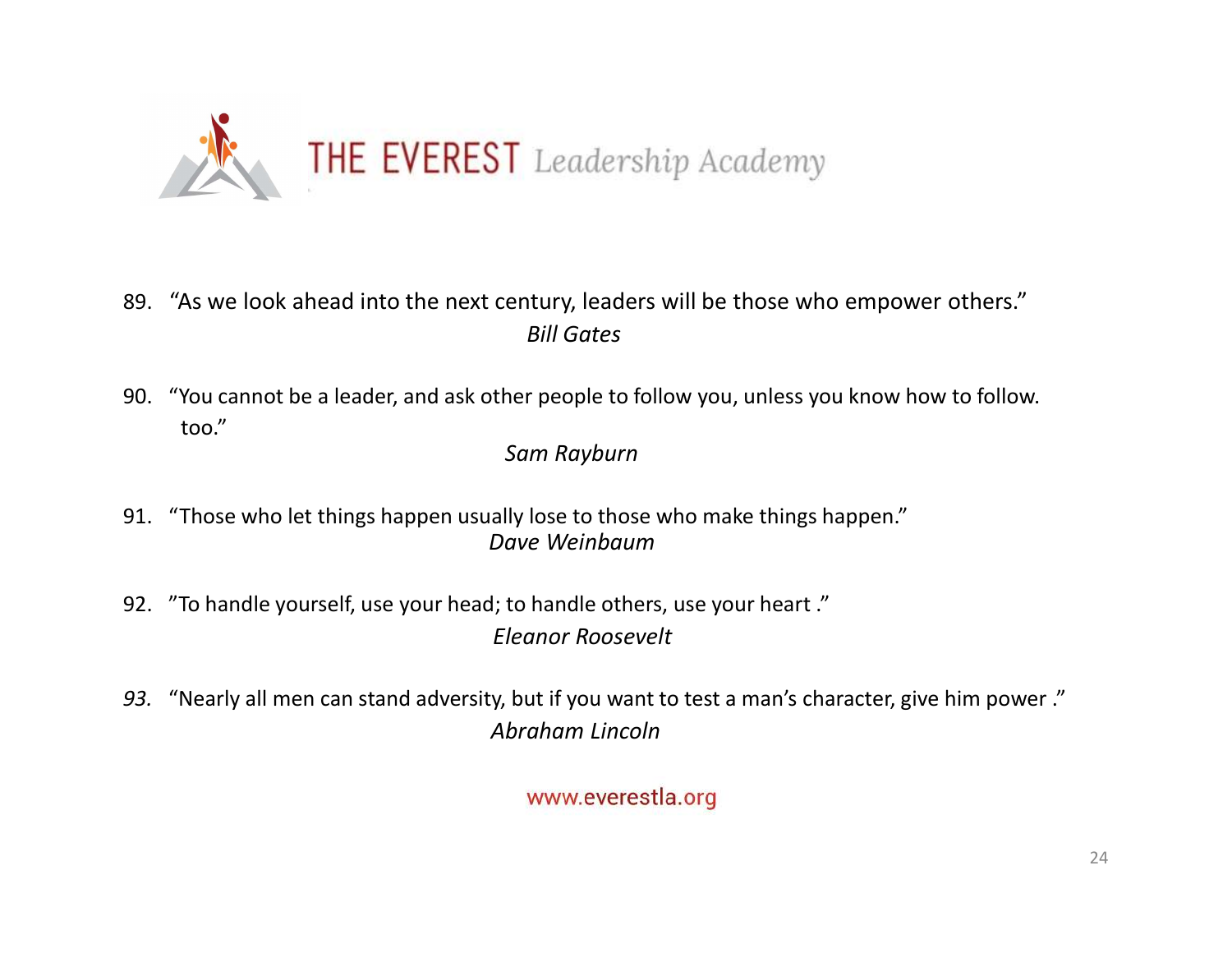THE EVEREST Leadership Academy

89. "As we look ahead into the next century, leaders will be those who empower others."
*Bill Gates*

90. "You cannot be a leader, and ask other people to follow you, unless you know how to follow. too."
*Sam Rayburn*

91. "Those who let things happen usually lose to those who make things happen."
*Dave Weinbaum*

92. "To handle yourself, use your head; to handle others, use your heart ."
*Eleanor Roosevelt*

93. "Nearly all men can stand adversity, but if you want to test a man's character, give him power ."
*Abraham Lincoln*

www.everestla.org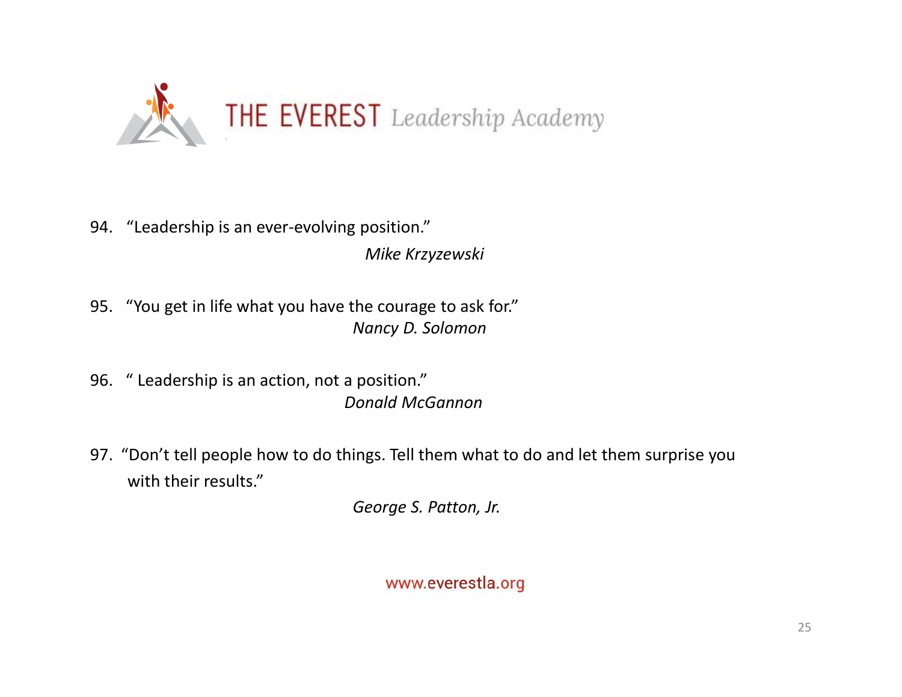THE EVEREST Leadership Academy

94. "Leadership is an ever-evolving position."

    *Mike Krzyzewski*

95. "You get in life what you have the courage to ask for."

    *Nancy D. Solomon*

96. " Leadership is an action, not a position."

    *Donald McGannon*

97. "Don't tell people how to do things. Tell them what to do and let them surprise you with their results."

    *George S. Patton, Jr.*

www.everestla.org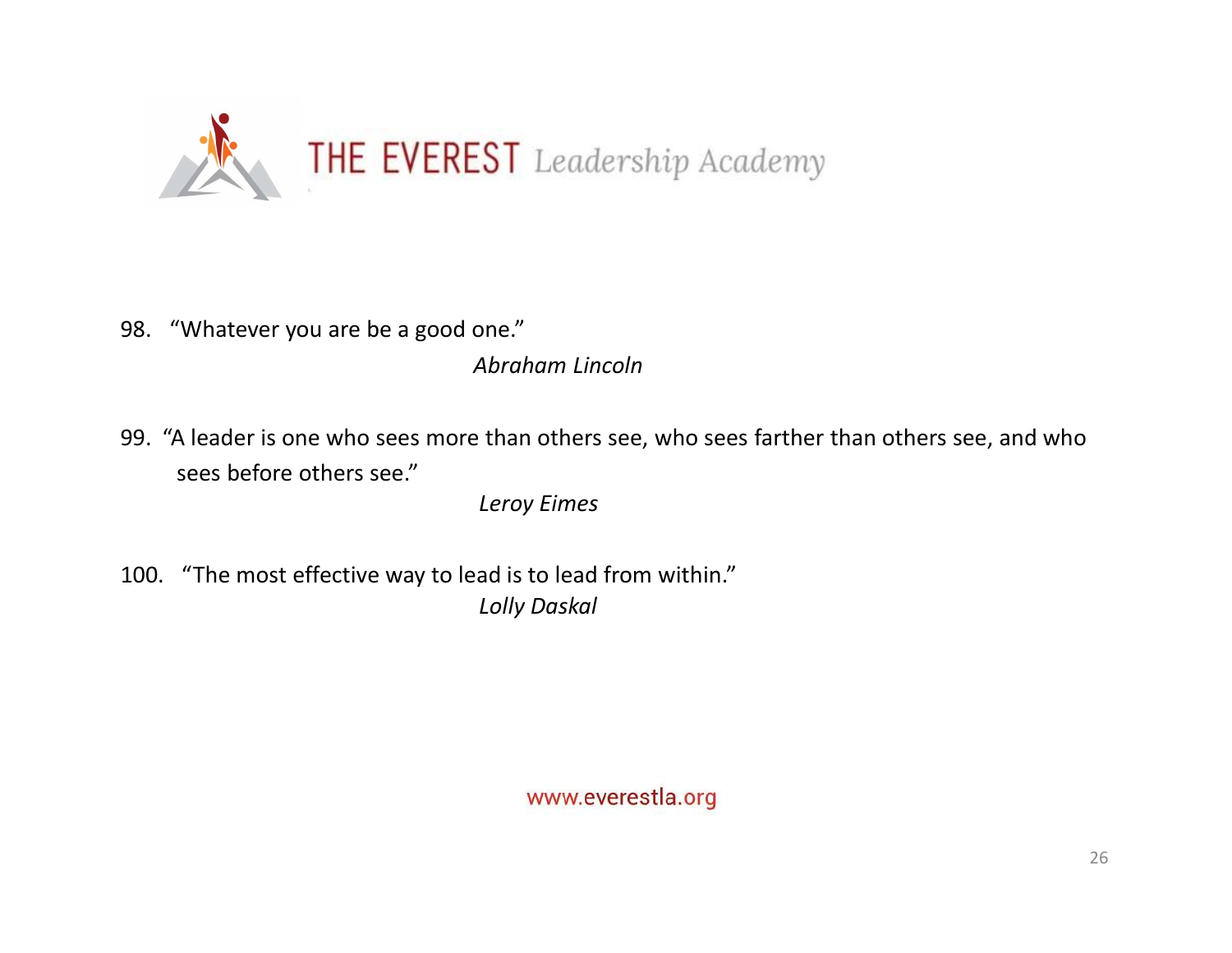98. "Whatever you are be a good one."

*Abraham Lincoln*

99. "A leader is one who sees more than others see, who sees farther than others see, and who sees before others see."

*Leroy Eimes*

100. "The most effective way to lead is to lead from within."

*Lolly Daskal*